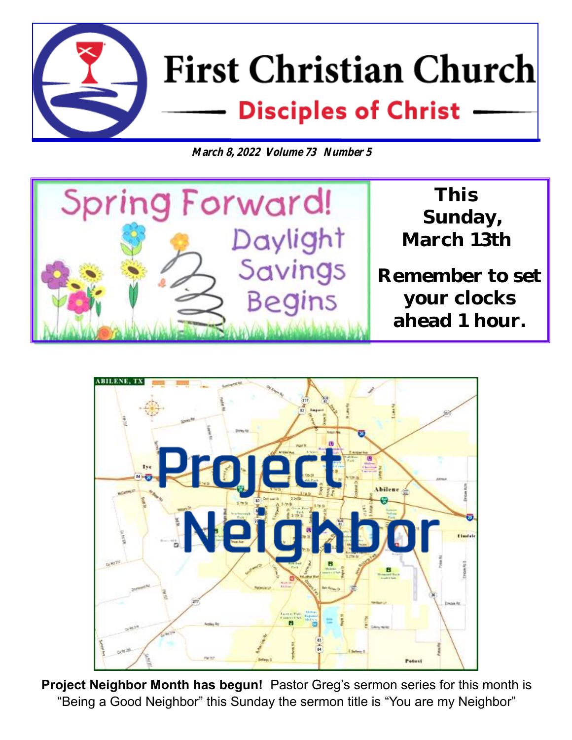# First Christian Church

## Disciples of Christ

***March 8, 2022 Volume 73 Number 5***

Spring Forward! Daylight Savings Begins

**This Sunday, March 13th**

**Remember to set your clocks ahead 1 hour.**

## Project Neighbor

**Project Neighbor Month has begun!** Pastor Greg's sermon series for this month is "Being a Good Neighbor" this Sunday the sermon title is "You are my Neighbor"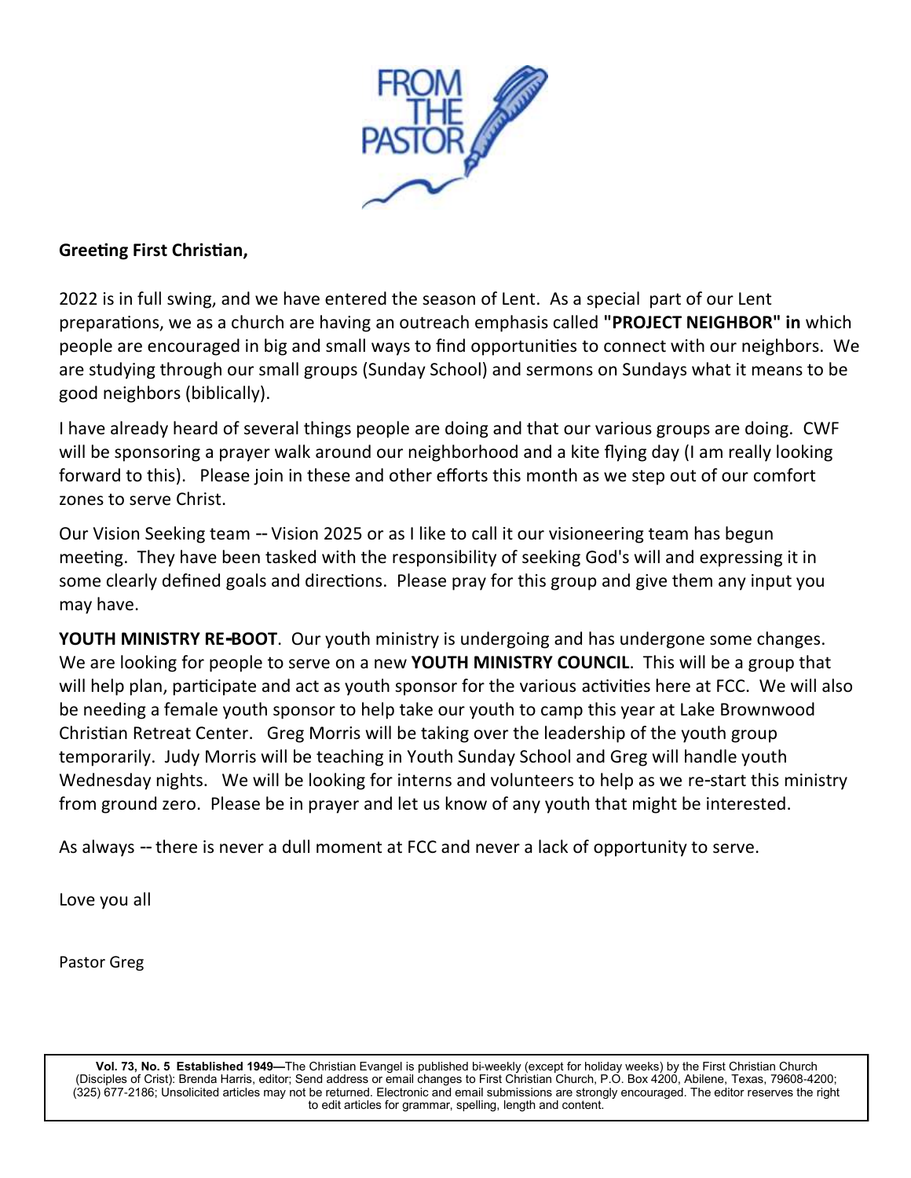# FROM THE PASTOR

**Greeting First Christian,**

2022 is in full swing, and we have entered the season of Lent. As a special part of our Lent preparations, we as a church are having an outreach emphasis called **"PROJECT NEIGHBOR" in** which people are encouraged in big and small ways to find opportunities to connect with our neighbors. We are studying through our small groups (Sunday School) and sermons on Sundays what it means to be good neighbors (biblically).

I have already heard of several things people are doing and that our various groups are doing. CWF will be sponsoring a prayer walk around our neighborhood and a kite flying day (I am really looking forward to this). Please join in these and other efforts this month as we step out of our comfort zones to serve Christ.

Our Vision Seeking team -- Vision 2025 or as I like to call it our visioneering team has begun meeting. They have been tasked with the responsibility of seeking God's will and expressing it in some clearly defined goals and directions. Please pray for this group and give them any input you may have.

**YOUTH MINISTRY RE-BOOT**. Our youth ministry is undergoing and has undergone some changes. We are looking for people to serve on a new **YOUTH MINISTRY COUNCIL**. This will be a group that will help plan, participate and act as youth sponsor for the various activities here at FCC. We will also be needing a female youth sponsor to help take our youth to camp this year at Lake Brownwood Christian Retreat Center. Greg Morris will be taking over the leadership of the youth group temporarily. Judy Morris will be teaching in Youth Sunday School and Greg will handle youth Wednesday nights. We will be looking for interns and volunteers to help as we re-start this ministry from ground zero. Please be in prayer and let us know of any youth that might be interested.

As always -- there is never a dull moment at FCC and never a lack of opportunity to serve.

Love you all

Pastor Greg

**Vol. 73, No. 5 Established 1949—**The Christian Evangel is published bi-weekly (except for holiday weeks) by the First Christian Church (Disciples of Crist): Brenda Harris, editor; Send address or email changes to First Christian Church, P.O. Box 4200, Abilene, Texas, 79608-4200; (325) 677-2186; Unsolicited articles may not be returned. Electronic and email submissions are strongly encouraged. The editor reserves the right to edit articles for grammar, spelling, length and content.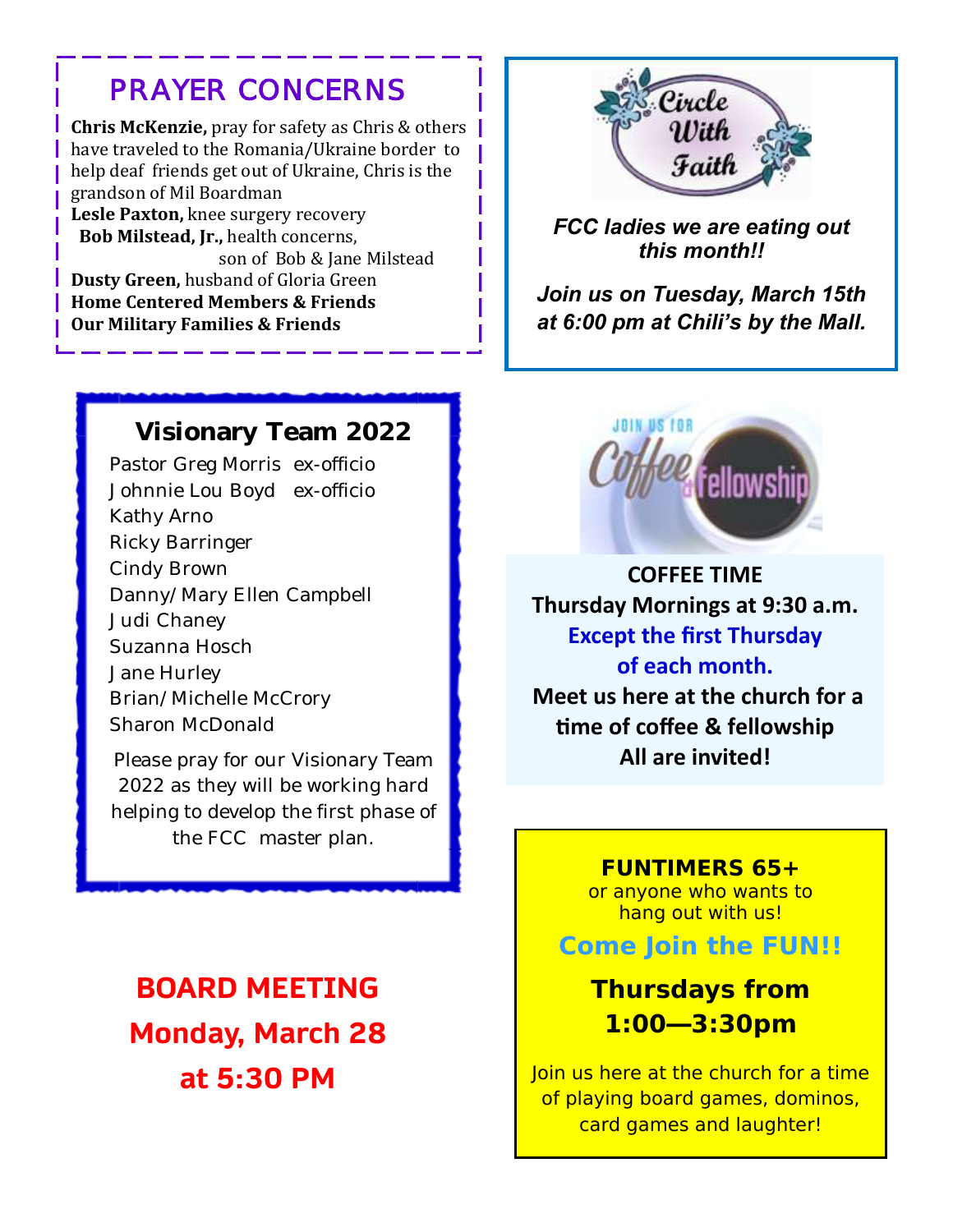## PRAYER CONCERNS

**Chris McKenzie,** pray for safety as Chris & others have traveled to the Romania/Ukraine border to help deaf friends get out of Ukraine, Chris is the grandson of Mil Boardman

**Lesle Paxton,** knee surgery recovery

**Bob Milstead, Jr.,** health concerns, son of Bob & Jane Milstead

**Dusty Green,** husband of Gloria Green

**Home Centered Members & Friends**

**Our Military Families & Friends**

## Circle With Faith

***FCC ladies we are eating out this month!!***

***Join us on Tuesday, March 15th at 6:00 pm at Chili's by the Mall.***

## Visionary Team 2022

Pastor Greg Morris ex-officio
Johnnie Lou Boyd ex-officio
Kathy Arno
Ricky Barringer
Cindy Brown
Danny/Mary Ellen Campbell
Judi Chaney
Suzanna Hosch
Jane Hurley
Brian/Michelle McCrory
Sharon McDonald

Please pray for our Visionary Team 2022 as they will be working hard helping to develop the first phase of the FCC master plan.

## Join us for Coffee & Fellowship

**COFFEE TIME**

**Thursday Mornings at 9:30 a.m.**

**Except the first Thursday of each month.**

**Meet us here at the church for a time of coffee & fellowship**

**All are invited!**

## BOARD MEETING

## Monday, March 28

## at 5:30 PM

**FUNTIMERS 65+**

or anyone who wants to hang out with us!

**Come Join the FUN!!**

**Thursdays from 1:00—3:30pm**

Join us here at the church for a time of playing board games, dominos, card games and laughter!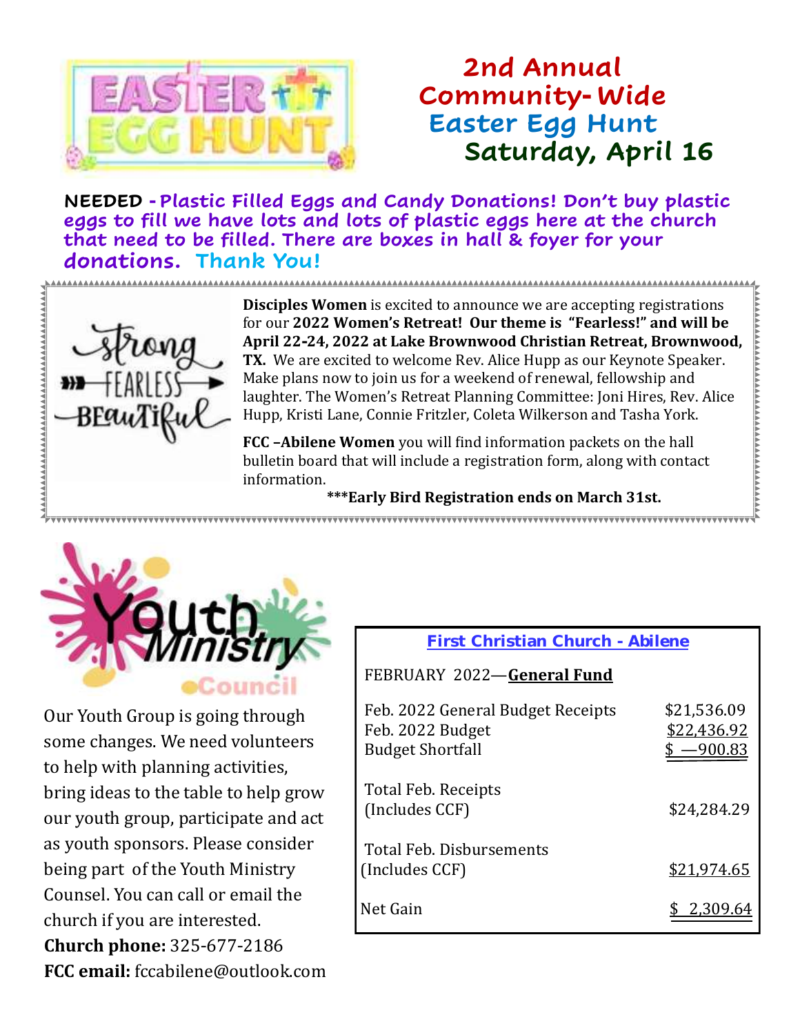## 2nd Annual Community-Wide Easter Egg Hunt

### Saturday, April 16

**NEEDED - Plastic Filled Eggs and Candy Donations! Don't buy plastic eggs to fill we have lots and lots of plastic eggs here at the church that need to be filled. There are boxes in hall & foyer for your donations. Thank You!**

**Disciples Women** is excited to announce we are accepting registrations for our **2022 Women's Retreat! Our theme is "Fearless!" and will be April 22-24, 2022 at Lake Brownwood Christian Retreat, Brownwood, TX.** We are excited to welcome Rev. Alice Hupp as our Keynote Speaker. Make plans now to join us for a weekend of renewal, fellowship and laughter. The Women's Retreat Planning Committee: Joni Hires, Rev. Alice Hupp, Kristi Lane, Connie Fritzler, Coleta Wilkerson and Tasha York.

**FCC –Abilene Women** you will find information packets on the hall bulletin board that will include a registration form, along with contact information.

**\*\*\*Early Bird Registration ends on March 31st.**

## Youth Ministry Council

Our Youth Group is going through some changes. We need volunteers to help with planning activities, bring ideas to the table to help grow our youth group, participate and act as youth sponsors. Please consider being part of the Youth Ministry Counsel. You can call or email the church if you are interested.

**Church phone:** 325-677-2186
**FCC email:** fccabilene@outlook.com

### First Christian Church - Abilene

FEBRUARY 2022—**General Fund**

| | |
|---|---|
| Feb. 2022 General Budget Receipts | $21,536.09 |
| Feb. 2022 Budget | $22,436.92 |
| Budget Shortfall | $ —900.83 |
| Total Feb. Receipts (Includes CCF) | $24,284.29 |
| Total Feb. Disbursements (Includes CCF) | $21,974.65 |
| Net Gain | $ 2,309.64 |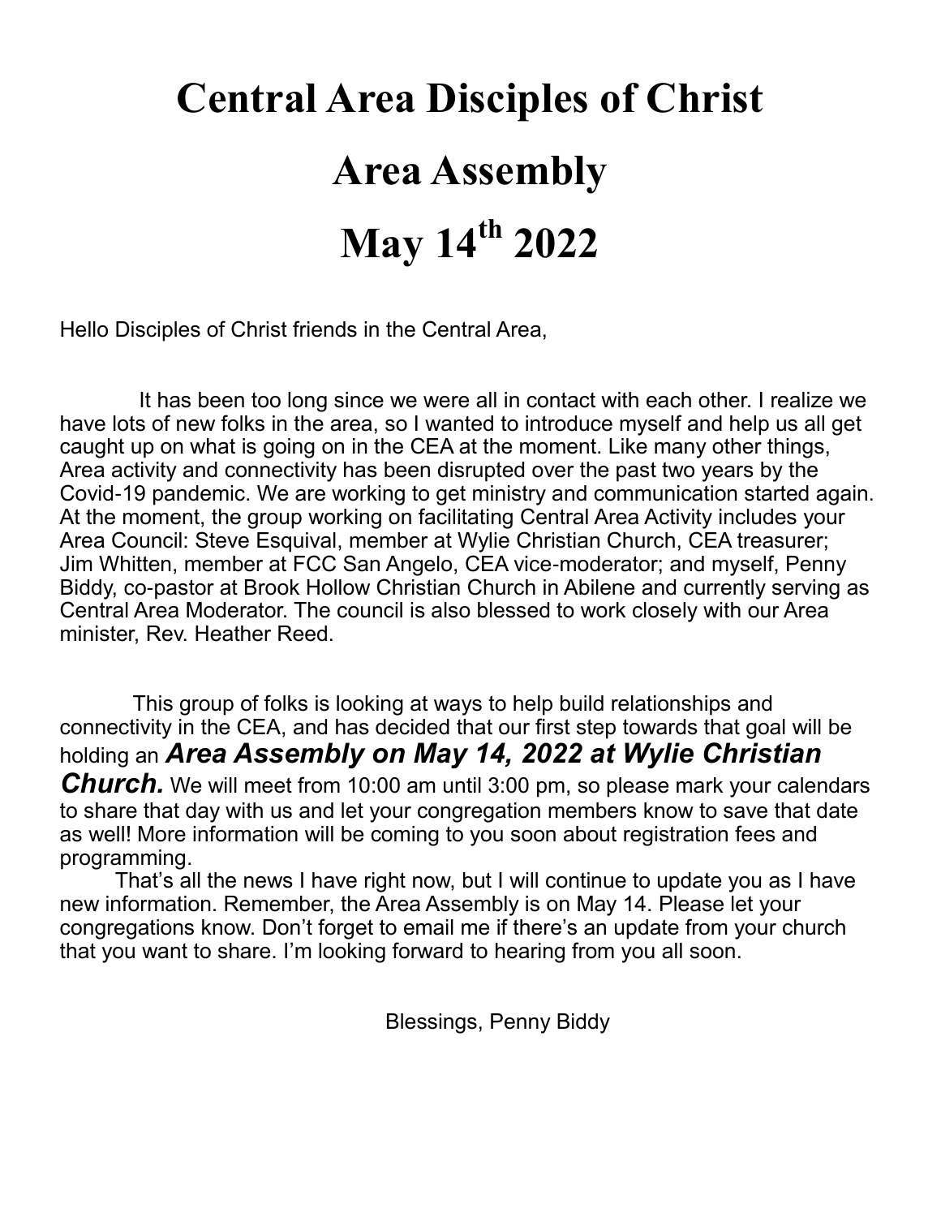# Central Area Disciples of Christ

# Area Assembly

# May 14th 2022

Hello Disciples of Christ friends in the Central Area,

It has been too long since we were all in contact with each other. I realize we have lots of new folks in the area, so I wanted to introduce myself and help us all get caught up on what is going on in the CEA at the moment. Like many other things, Area activity and connectivity has been disrupted over the past two years by the Covid-19 pandemic. We are working to get ministry and communication started again. At the moment, the group working on facilitating Central Area Activity includes your Area Council: Steve Esquival, member at Wylie Christian Church, CEA treasurer; Jim Whitten, member at FCC San Angelo, CEA vice-moderator; and myself, Penny Biddy, co-pastor at Brook Hollow Christian Church in Abilene and currently serving as Central Area Moderator. The council is also blessed to work closely with our Area minister, Rev. Heather Reed.

This group of folks is looking at ways to help build relationships and connectivity in the CEA, and has decided that our first step towards that goal will be holding an ***Area Assembly on May 14, 2022 at Wylie Christian Church.*** We will meet from 10:00 am until 3:00 pm, so please mark your calendars to share that day with us and let your congregation members know to save that date as well! More information will be coming to you soon about registration fees and programming.

That's all the news I have right now, but I will continue to update you as I have new information. Remember, the Area Assembly is on May 14. Please let your congregations know. Don't forget to email me if there's an update from your church that you want to share. I'm looking forward to hearing from you all soon.

Blessings, Penny Biddy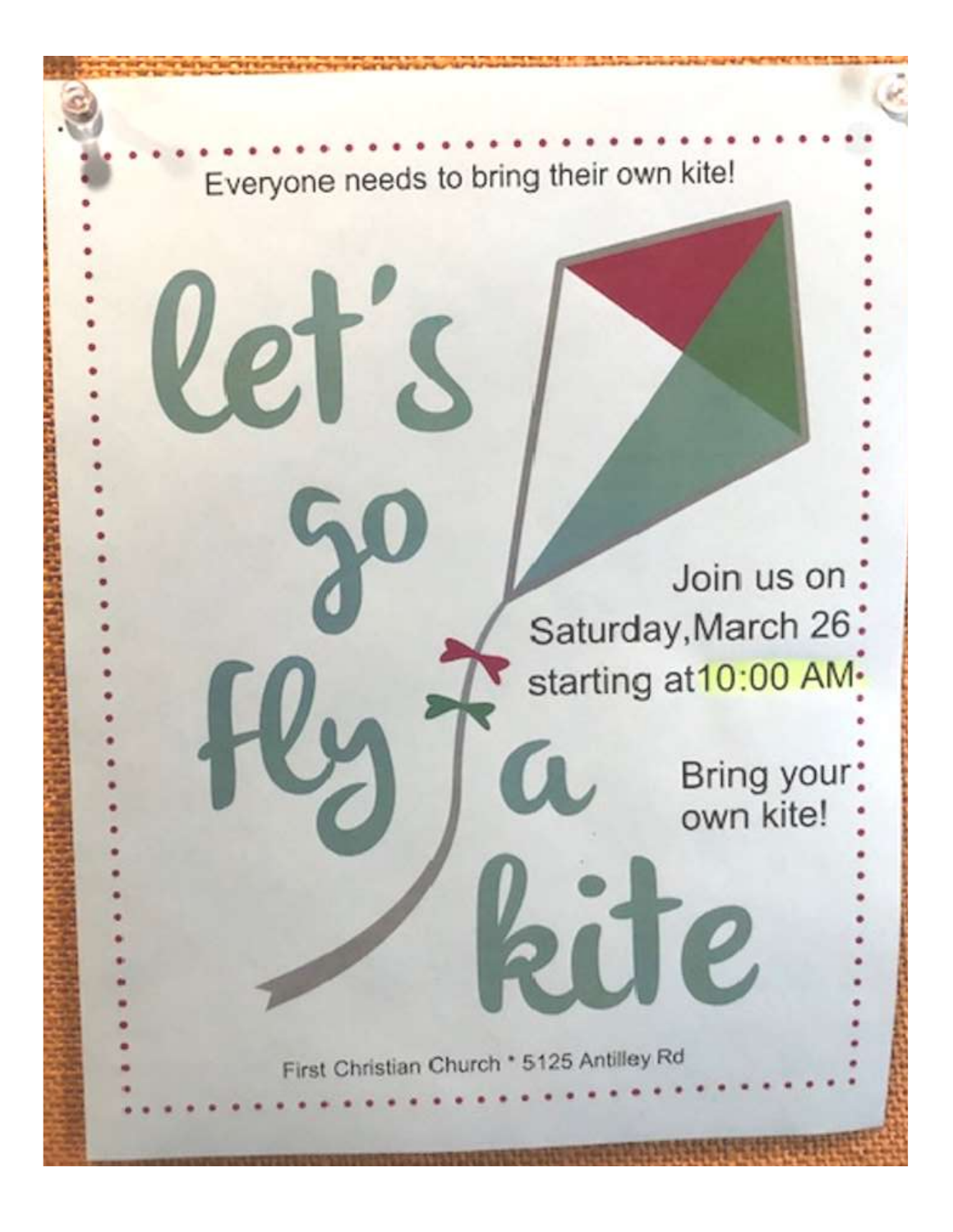Everyone needs to bring their own kite!

# let's go fly a kite

Join us on
Saturday, March 26
starting at 10:00 AM

Bring your own kite!

First Christian Church * 5125 Antilley Rd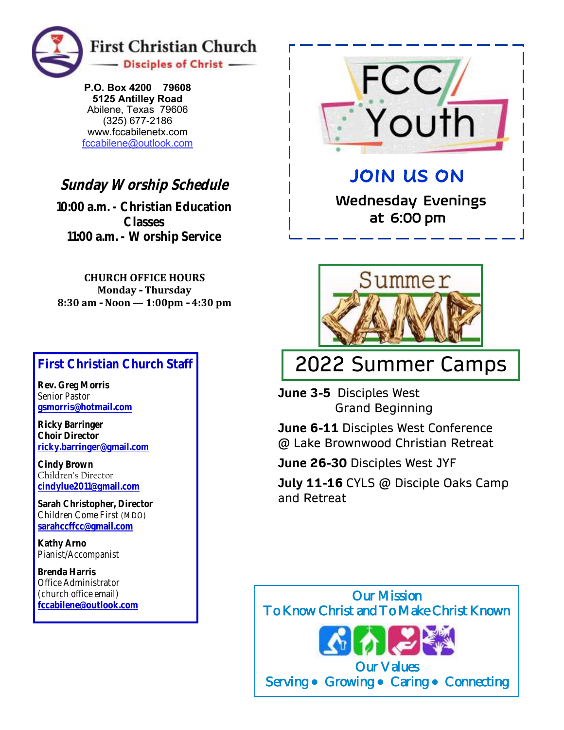# First Christian Church

Disciples of Christ

**P.O. Box 4200 79608**
**5125 Antilley Road**
Abilene, Texas 79606
(325) 677-2186
www.fccabilenetx.com
fccabilene@outlook.com

## *Sunday Worship Schedule*

**10:00 a.m. - Christian Education Classes**
**11:00 a.m. - Worship Service**

**CHURCH OFFICE HOURS**
**Monday - Thursday**
**8:30 am - Noon — 1:00pm - 4:30 pm**

## First Christian Church Staff

**Rev. Greg Morris**
Senior Pastor
**gsmorris@hotmail.com**

**Ricky Barringer**
**Choir Director**
**ricky.barringer@gmail.com**

**Cindy Brown**
Children's Director
**cindylue2011@gmail.com**

**Sarah Christopher, Director**
Children Come First (MDO)
**sarahccffcc@gmail.com**

**Kathy Arno**
Pianist/Accompanist

**Brenda Harris**
Office Administrator
(church office email)
**fccabilene@outlook.com**

## FCC Youth

### JOIN US ON

Wednesday Evenings
at 6:00 pm

## Summer CAMP

## 2022 Summer Camps

**June 3-5** Disciples West Grand Beginning

**June 6-11** Disciples West Conference @ Lake Brownwood Christian Retreat

**June 26-30** Disciples West JYF

**July 11-16** CYLS @ Disciple Oaks Camp and Retreat

**Our Mission**
**To Know Christ and To Make Christ Known**

**Our Values**
Serving • Growing • Caring • Connecting